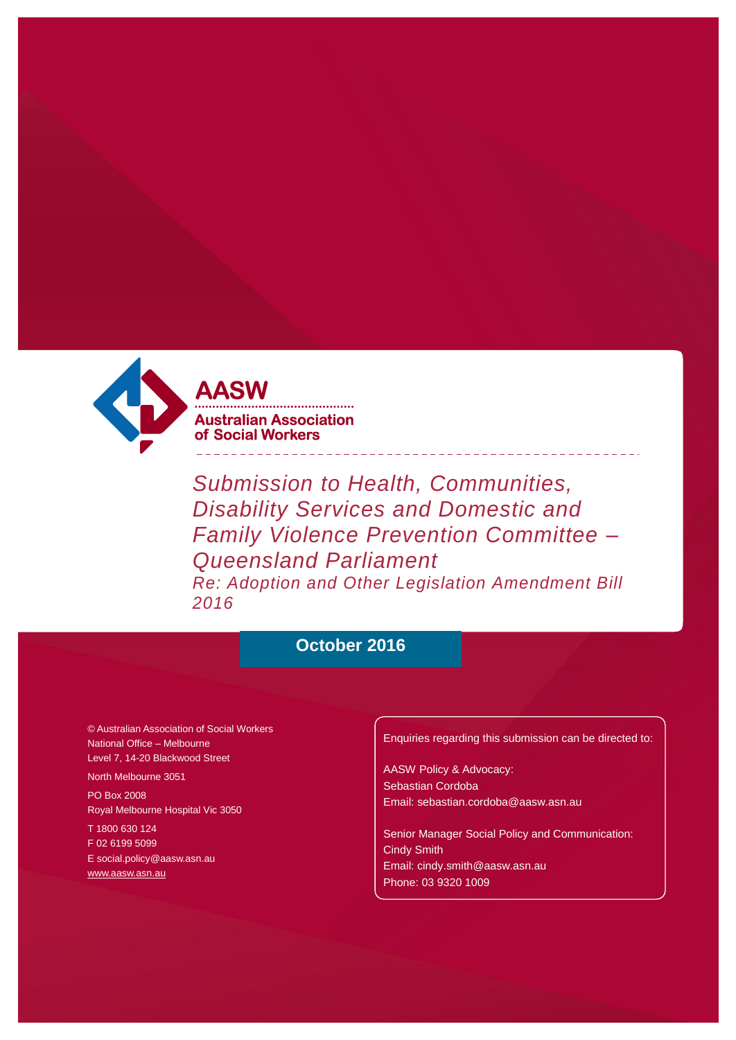**AASW**

**Australian Association of Social Workers**

# *Submission to Health, Communities, Disability Services and Domestic and Family Violence Prevention Committee – Queensland Parliament*

*Re: Adoption and Other Legislation Amendment Bill 2016*

**October 2016**

© Australian Association of Social Workers
National Office – Melbourne
Level 7, 14-20 Blackwood Street
North Melbourne 3051
PO Box 2008
Royal Melbourne Hospital Vic 3050
T 1800 630 124
F 02 6199 5099
E social.policy@aasw.asn.au
www.aasw.asn.au

Enquiries regarding this submission can be directed to:

AASW Policy & Advocacy:
Sebastian Cordoba
Email: sebastian.cordoba@aasw.asn.au

Senior Manager Social Policy and Communication:
Cindy Smith
Email: cindy.smith@aasw.asn.au
Phone: 03 9320 1009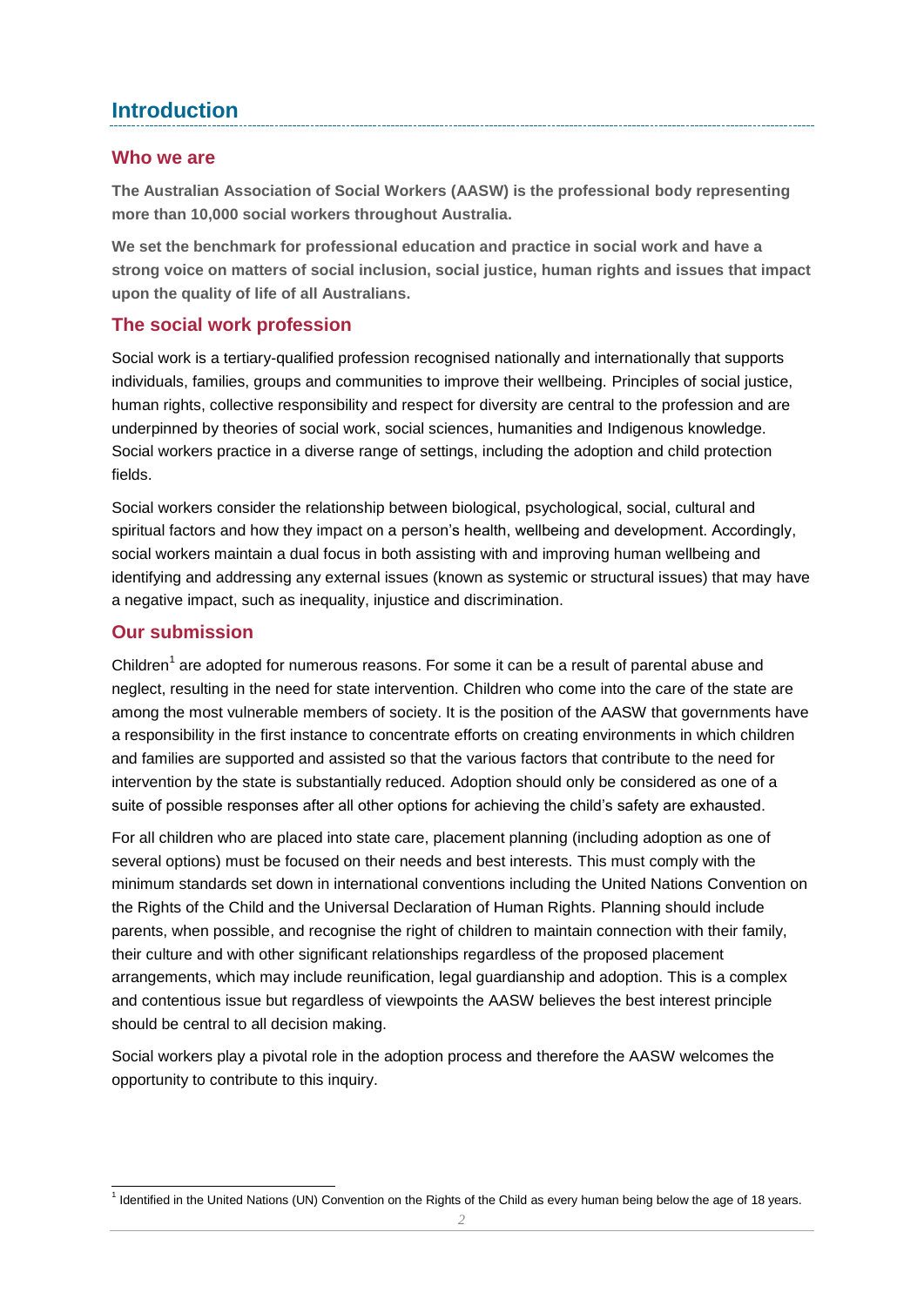# Introduction

## Who we are

**The Australian Association of Social Workers (AASW) is the professional body representing more than 10,000 social workers throughout Australia.**

**We set the benchmark for professional education and practice in social work and have a strong voice on matters of social inclusion, social justice, human rights and issues that impact upon the quality of life of all Australians.**

## The social work profession

Social work is a tertiary-qualified profession recognised nationally and internationally that supports individuals, families, groups and communities to improve their wellbeing. Principles of social justice, human rights, collective responsibility and respect for diversity are central to the profession and are underpinned by theories of social work, social sciences, humanities and Indigenous knowledge. Social workers practice in a diverse range of settings, including the adoption and child protection fields.

Social workers consider the relationship between biological, psychological, social, cultural and spiritual factors and how they impact on a person's health, wellbeing and development. Accordingly, social workers maintain a dual focus in both assisting with and improving human wellbeing and identifying and addressing any external issues (known as systemic or structural issues) that may have a negative impact, such as inequality, injustice and discrimination.

## Our submission

Children[1] are adopted for numerous reasons. For some it can be a result of parental abuse and neglect, resulting in the need for state intervention. Children who come into the care of the state are among the most vulnerable members of society. It is the position of the AASW that governments have a responsibility in the first instance to concentrate efforts on creating environments in which children and families are supported and assisted so that the various factors that contribute to the need for intervention by the state is substantially reduced. Adoption should only be considered as one of a suite of possible responses after all other options for achieving the child's safety are exhausted.

For all children who are placed into state care, placement planning (including adoption as one of several options) must be focused on their needs and best interests. This must comply with the minimum standards set down in international conventions including the United Nations Convention on the Rights of the Child and the Universal Declaration of Human Rights. Planning should include parents, when possible, and recognise the right of children to maintain connection with their family, their culture and with other significant relationships regardless of the proposed placement arrangements, which may include reunification, legal guardianship and adoption. This is a complex and contentious issue but regardless of viewpoints the AASW believes the best interest principle should be central to all decision making.

Social workers play a pivotal role in the adoption process and therefore the AASW welcomes the opportunity to contribute to this inquiry.

[1] Identified in the United Nations (UN) Convention on the Rights of the Child as every human being below the age of 18 years.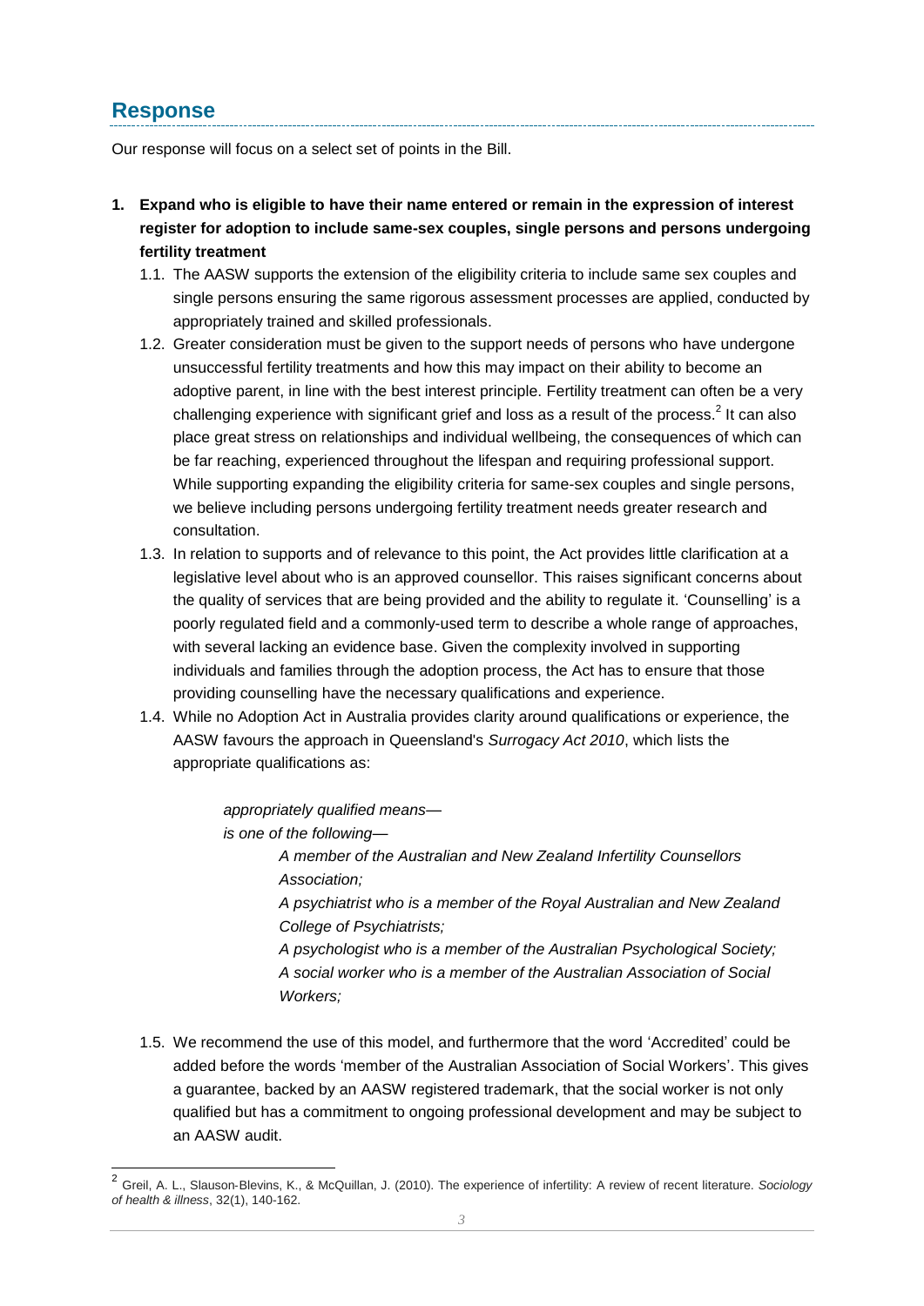## Response

Our response will focus on a select set of points in the Bill.

1. **Expand who is eligible to have their name entered or remain in the expression of interest register for adoption to include same-sex couples, single persons and persons undergoing fertility treatment**
   1.1. The AASW supports the extension of the eligibility criteria to include same sex couples and single persons ensuring the same rigorous assessment processes are applied, conducted by appropriately trained and skilled professionals.
   1.2. Greater consideration must be given to the support needs of persons who have undergone unsuccessful fertility treatments and how this may impact on their ability to become an adoptive parent, in line with the best interest principle. Fertility treatment can often be a very challenging experience with significant grief and loss as a result of the process.[2] It can also place great stress on relationships and individual wellbeing, the consequences of which can be far reaching, experienced throughout the lifespan and requiring professional support. While supporting expanding the eligibility criteria for same-sex couples and single persons, we believe including persons undergoing fertility treatment needs greater research and consultation.
   1.3. In relation to supports and of relevance to this point, the Act provides little clarification at a legislative level about who is an approved counsellor. This raises significant concerns about the quality of services that are being provided and the ability to regulate it. 'Counselling' is a poorly regulated field and a commonly-used term to describe a whole range of approaches, with several lacking an evidence base. Given the complexity involved in supporting individuals and families through the adoption process, the Act has to ensure that those providing counselling have the necessary qualifications and experience.
   1.4. While no Adoption Act in Australia provides clarity around qualifications or experience, the AASW favours the approach in Queensland's *Surrogacy Act 2010*, which lists the appropriate qualifications as:

      *appropriately qualified means—*
      *is one of the following—*
      - *A member of the Australian and New Zealand Infertility Counsellors Association;*
      - *A psychiatrist who is a member of the Royal Australian and New Zealand College of Psychiatrists;*
      - *A psychologist who is a member of the Australian Psychological Society;*
      - *A social worker who is a member of the Australian Association of Social Workers;*

   1.5. We recommend the use of this model, and furthermore that the word 'Accredited' could be added before the words 'member of the Australian Association of Social Workers'. This gives a guarantee, backed by an AASW registered trademark, that the social worker is not only qualified but has a commitment to ongoing professional development and may be subject to an AASW audit.

---

[2] Greil, A. L., Slauson-Blevins, K., & McQuillan, J. (2010). The experience of infertility: A review of recent literature. *Sociology of health & illness*, 32(1), 140-162.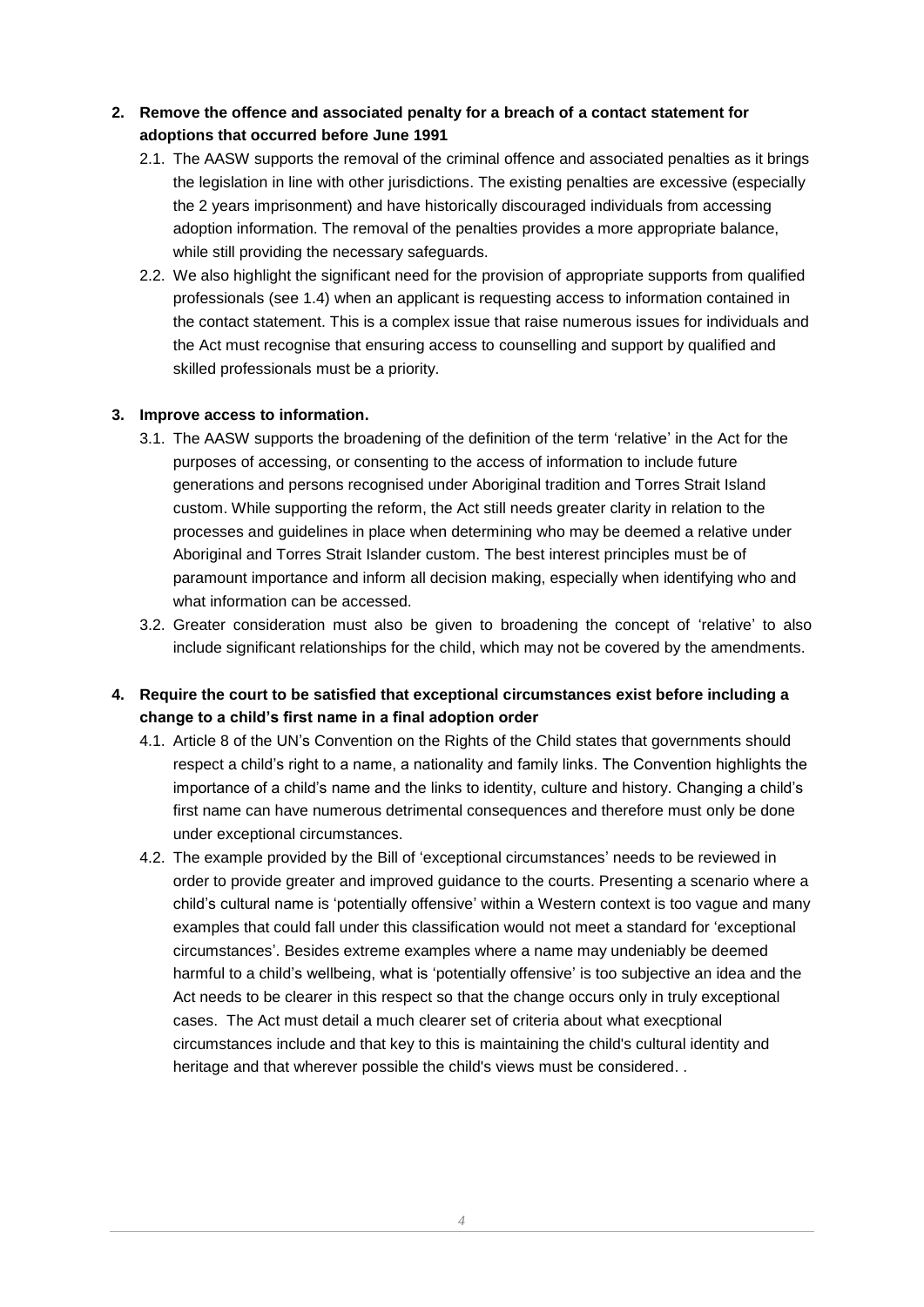2. **Remove the offence and associated penalty for a breach of a contact statement for adoptions that occurred before June 1991**
   2.1. The AASW supports the removal of the criminal offence and associated penalties as it brings the legislation in line with other jurisdictions. The existing penalties are excessive (especially the 2 years imprisonment) and have historically discouraged individuals from accessing adoption information. The removal of the penalties provides a more appropriate balance, while still providing the necessary safeguards.
   2.2. We also highlight the significant need for the provision of appropriate supports from qualified professionals (see 1.4) when an applicant is requesting access to information contained in the contact statement. This is a complex issue that raise numerous issues for individuals and the Act must recognise that ensuring access to counselling and support by qualified and skilled professionals must be a priority.

3. **Improve access to information.**
   3.1. The AASW supports the broadening of the definition of the term 'relative' in the Act for the purposes of accessing, or consenting to the access of information to include future generations and persons recognised under Aboriginal tradition and Torres Strait Island custom. While supporting the reform, the Act still needs greater clarity in relation to the processes and guidelines in place when determining who may be deemed a relative under Aboriginal and Torres Strait Islander custom. The best interest principles must be of paramount importance and inform all decision making, especially when identifying who and what information can be accessed.
   3.2. Greater consideration must also be given to broadening the concept of 'relative' to also include significant relationships for the child, which may not be covered by the amendments.

4. **Require the court to be satisfied that exceptional circumstances exist before including a change to a child's first name in a final adoption order**
   4.1. Article 8 of the UN's Convention on the Rights of the Child states that governments should respect a child's right to a name, a nationality and family links. The Convention highlights the importance of a child's name and the links to identity, culture and history. Changing a child's first name can have numerous detrimental consequences and therefore must only be done under exceptional circumstances.
   4.2. The example provided by the Bill of 'exceptional circumstances' needs to be reviewed in order to provide greater and improved guidance to the courts. Presenting a scenario where a child's cultural name is 'potentially offensive' within a Western context is too vague and many examples that could fall under this classification would not meet a standard for 'exceptional circumstances'. Besides extreme examples where a name may undeniably be deemed harmful to a child's wellbeing, what is 'potentially offensive' is too subjective an idea and the Act needs to be clearer in this respect so that the change occurs only in truly exceptional cases. The Act must detail a much clearer set of criteria about what execptional circumstances include and that key to this is maintaining the child's cultural identity and heritage and that wherever possible the child's views must be considered. .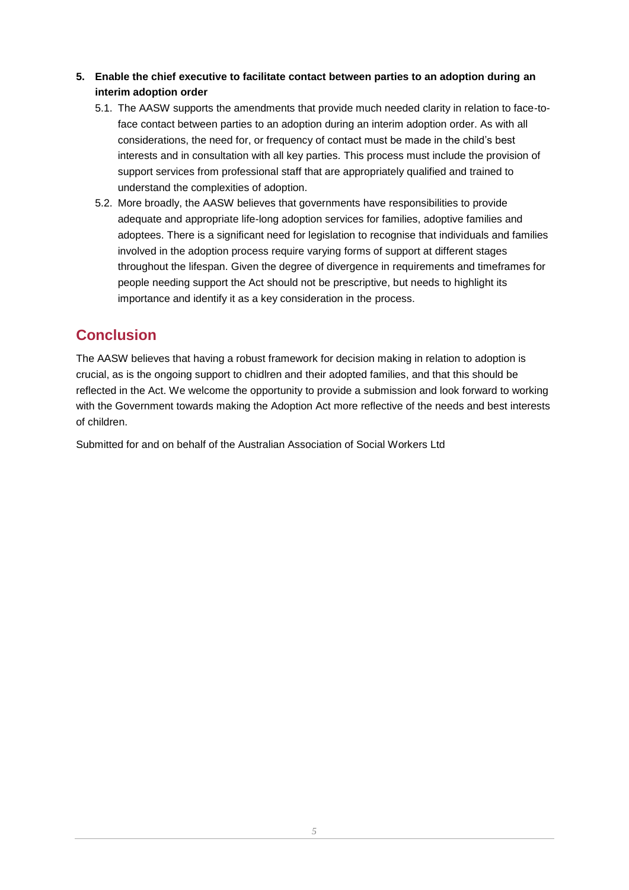5. **Enable the chief executive to facilitate contact between parties to an adoption during an interim adoption order**
   5.1. The AASW supports the amendments that provide much needed clarity in relation to face-to-face contact between parties to an adoption during an interim adoption order. As with all considerations, the need for, or frequency of contact must be made in the child's best interests and in consultation with all key parties. This process must include the provision of support services from professional staff that are appropriately qualified and trained to understand the complexities of adoption.
   5.2. More broadly, the AASW believes that governments have responsibilities to provide adequate and appropriate life-long adoption services for families, adoptive families and adoptees. There is a significant need for legislation to recognise that individuals and families involved in the adoption process require varying forms of support at different stages throughout the lifespan. Given the degree of divergence in requirements and timeframes for people needing support the Act should not be prescriptive, but needs to highlight its importance and identify it as a key consideration in the process.

## Conclusion

The AASW believes that having a robust framework for decision making in relation to adoption is crucial, as is the ongoing support to chidlren and their adopted families, and that this should be reflected in the Act. We welcome the opportunity to provide a submission and look forward to working with the Government towards making the Adoption Act more reflective of the needs and best interests of children.

Submitted for and on behalf of the Australian Association of Social Workers Ltd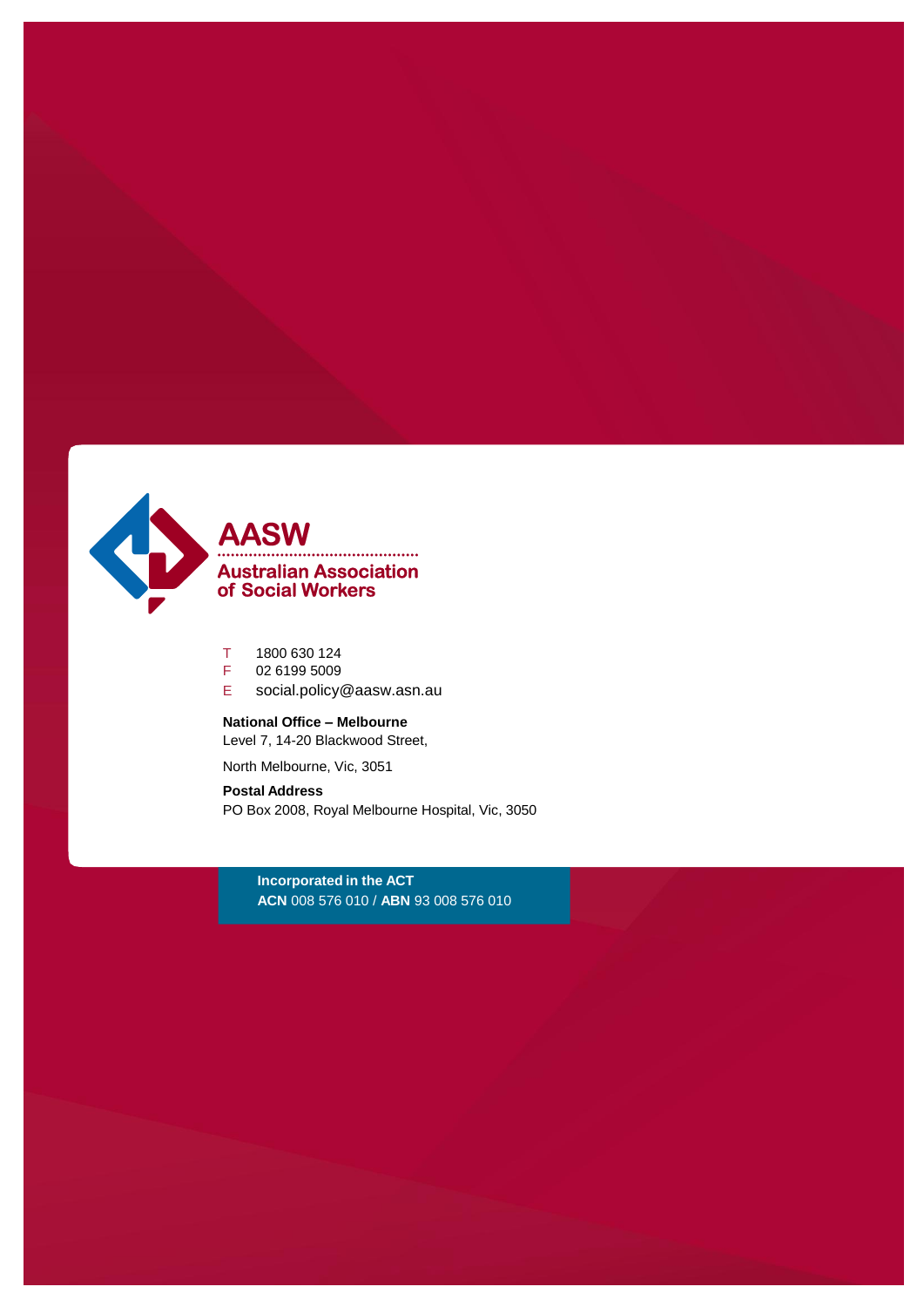**AASW**

**Australian Association of Social Workers**

T 1800 630 124
F 02 6199 5009
E social.policy@aasw.asn.au

**National Office – Melbourne**
Level 7, 14-20 Blackwood Street,

North Melbourne, Vic, 3051

**Postal Address**
PO Box 2008, Royal Melbourne Hospital, Vic, 3050

**Incorporated in the ACT**
**ACN** 008 576 010 / **ABN** 93 008 576 010